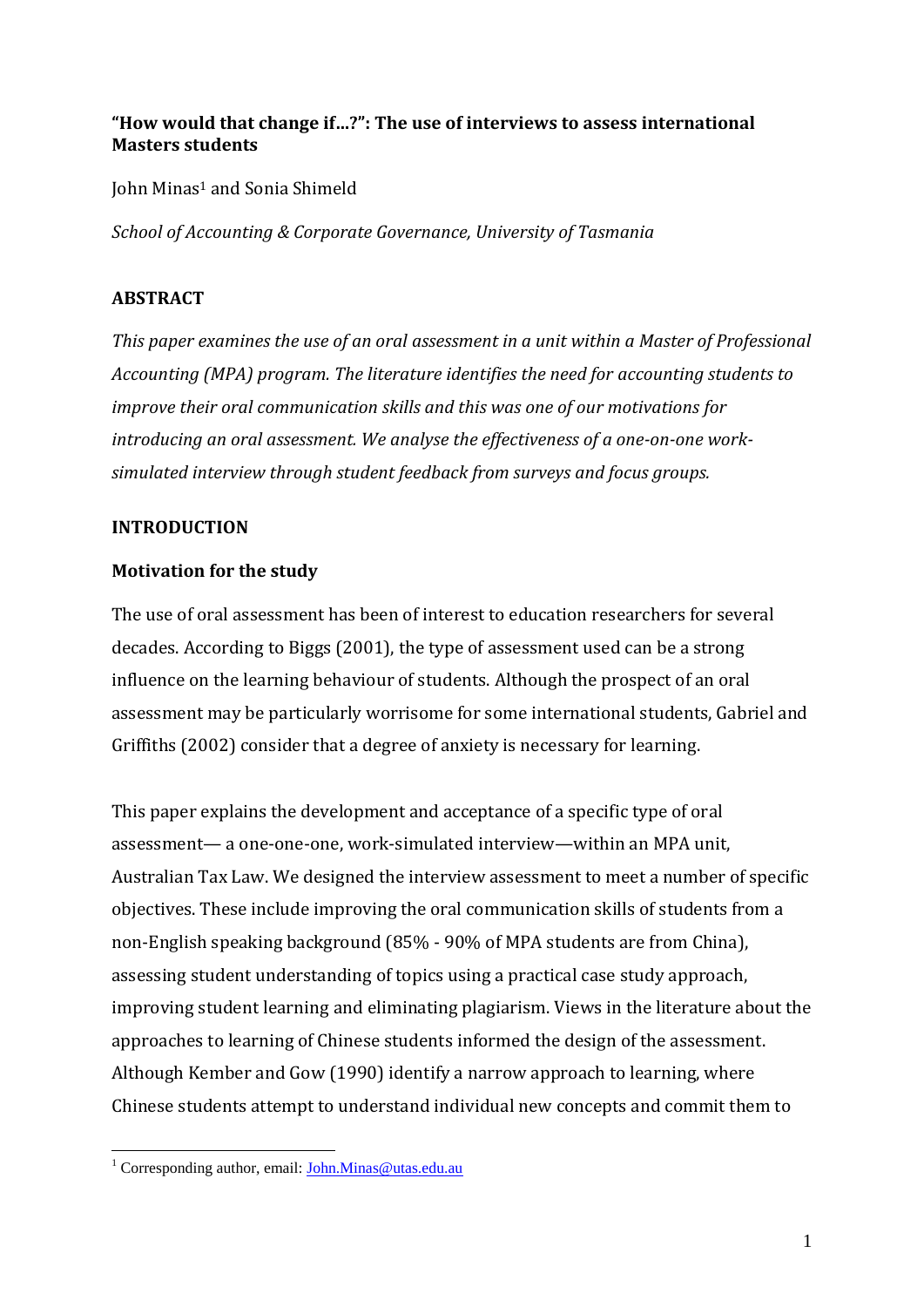# "How would that change if...?": The use of interviews to assess international Masters students

John Minas[1] and Sonia Shimeld

*School of Accounting & Corporate Governance, University of Tasmania*

## ABSTRACT

*This paper examines the use of an oral assessment in a unit within a Master of Professional Accounting (MPA) program. The literature identifies the need for accounting students to improve their oral communication skills and this was one of our motivations for introducing an oral assessment. We analyse the effectiveness of a one-on-one work-simulated interview through student feedback from surveys and focus groups.*

## INTRODUCTION

### Motivation for the study

The use of oral assessment has been of interest to education researchers for several decades. According to Biggs (2001), the type of assessment used can be a strong influence on the learning behaviour of students. Although the prospect of an oral assessment may be particularly worrisome for some international students, Gabriel and Griffiths (2002) consider that a degree of anxiety is necessary for learning.

This paper explains the development and acceptance of a specific type of oral assessment— a one-one-one, work-simulated interview—within an MPA unit, Australian Tax Law. We designed the interview assessment to meet a number of specific objectives. These include improving the oral communication skills of students from a non-English speaking background (85% - 90% of MPA students are from China), assessing student understanding of topics using a practical case study approach, improving student learning and eliminating plagiarism. Views in the literature about the approaches to learning of Chinese students informed the design of the assessment. Although Kember and Gow (1990) identify a narrow approach to learning, where Chinese students attempt to understand individual new concepts and commit them to

[1] Corresponding author, email: John.Minas@utas.edu.au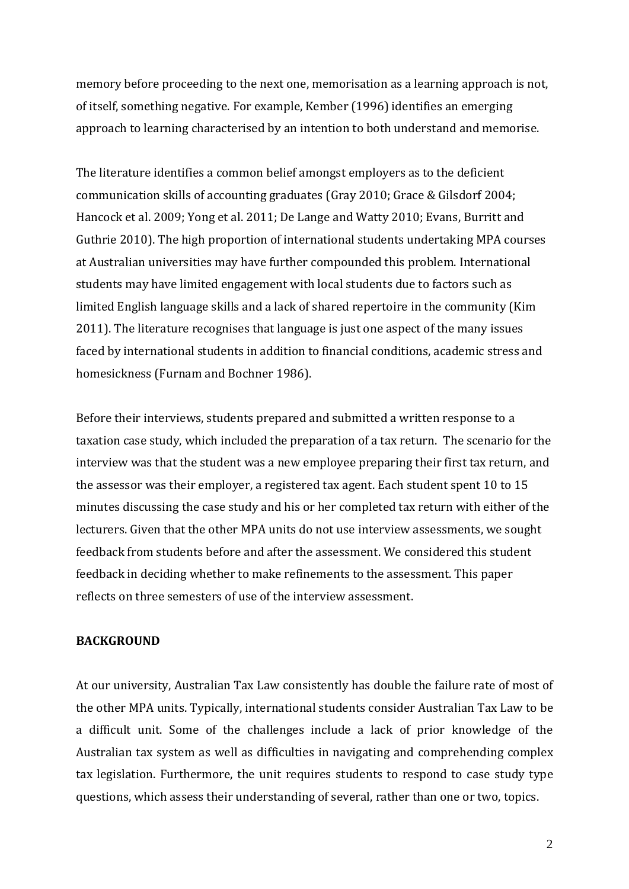memory before proceeding to the next one, memorisation as a learning approach is not, of itself, something negative. For example, Kember (1996) identifies an emerging approach to learning characterised by an intention to both understand and memorise.

The literature identifies a common belief amongst employers as to the deficient communication skills of accounting graduates (Gray 2010; Grace & Gilsdorf 2004; Hancock et al. 2009; Yong et al. 2011; De Lange and Watty 2010; Evans, Burritt and Guthrie 2010). The high proportion of international students undertaking MPA courses at Australian universities may have further compounded this problem. International students may have limited engagement with local students due to factors such as limited English language skills and a lack of shared repertoire in the community (Kim 2011). The literature recognises that language is just one aspect of the many issues faced by international students in addition to financial conditions, academic stress and homesickness (Furnam and Bochner 1986).

Before their interviews, students prepared and submitted a written response to a taxation case study, which included the preparation of a tax return. The scenario for the interview was that the student was a new employee preparing their first tax return, and the assessor was their employer, a registered tax agent. Each student spent 10 to 15 minutes discussing the case study and his or her completed tax return with either of the lecturers. Given that the other MPA units do not use interview assessments, we sought feedback from students before and after the assessment. We considered this student feedback in deciding whether to make refinements to the assessment. This paper reflects on three semesters of use of the interview assessment.

**BACKGROUND**

At our university, Australian Tax Law consistently has double the failure rate of most of the other MPA units. Typically, international students consider Australian Tax Law to be a difficult unit. Some of the challenges include a lack of prior knowledge of the Australian tax system as well as difficulties in navigating and comprehending complex tax legislation. Furthermore, the unit requires students to respond to case study type questions, which assess their understanding of several, rather than one or two, topics.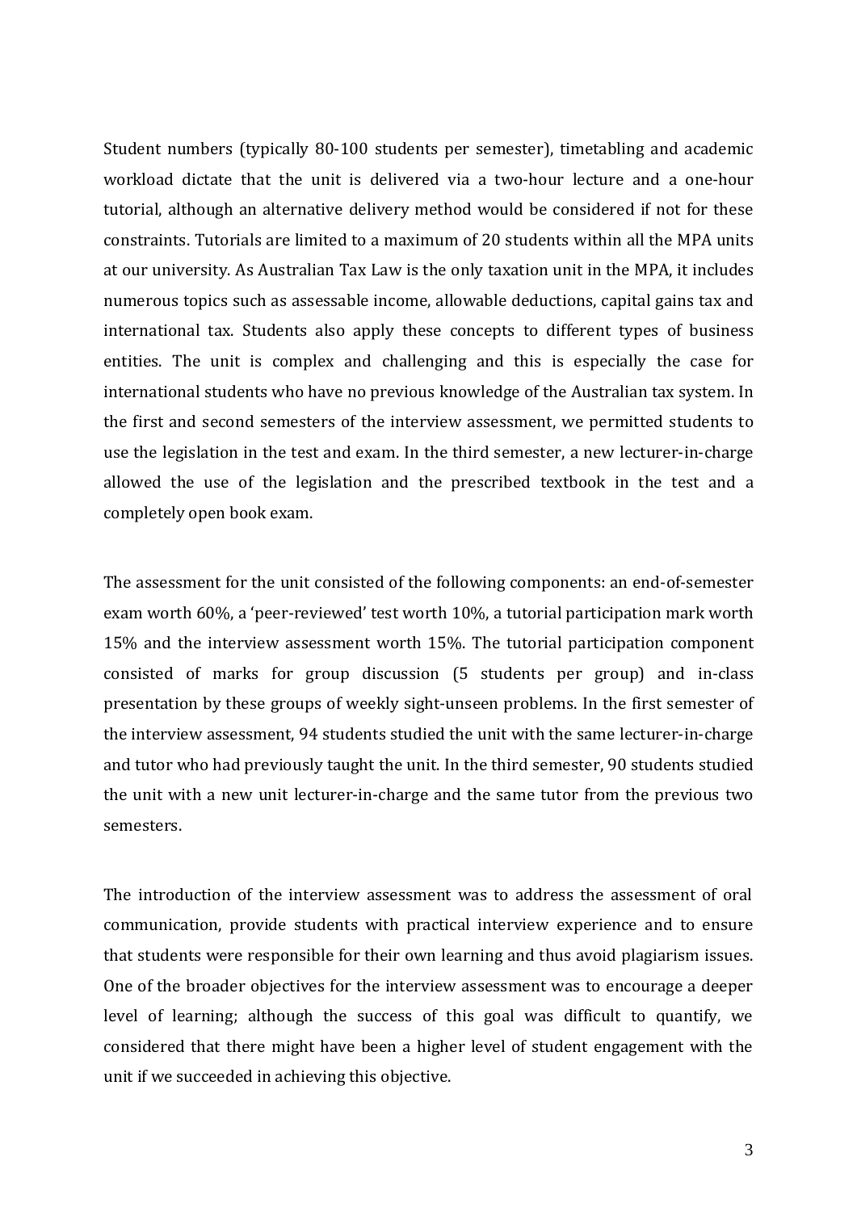Student numbers (typically 80-100 students per semester), timetabling and academic workload dictate that the unit is delivered via a two-hour lecture and a one-hour tutorial, although an alternative delivery method would be considered if not for these constraints. Tutorials are limited to a maximum of 20 students within all the MPA units at our university. As Australian Tax Law is the only taxation unit in the MPA, it includes numerous topics such as assessable income, allowable deductions, capital gains tax and international tax. Students also apply these concepts to different types of business entities. The unit is complex and challenging and this is especially the case for international students who have no previous knowledge of the Australian tax system. In the first and second semesters of the interview assessment, we permitted students to use the legislation in the test and exam. In the third semester, a new lecturer-in-charge allowed the use of the legislation and the prescribed textbook in the test and a completely open book exam.

The assessment for the unit consisted of the following components: an end-of-semester exam worth 60%, a 'peer-reviewed' test worth 10%, a tutorial participation mark worth 15% and the interview assessment worth 15%. The tutorial participation component consisted of marks for group discussion (5 students per group) and in-class presentation by these groups of weekly sight-unseen problems. In the first semester of the interview assessment, 94 students studied the unit with the same lecturer-in-charge and tutor who had previously taught the unit. In the third semester, 90 students studied the unit with a new unit lecturer-in-charge and the same tutor from the previous two semesters.

The introduction of the interview assessment was to address the assessment of oral communication, provide students with practical interview experience and to ensure that students were responsible for their own learning and thus avoid plagiarism issues. One of the broader objectives for the interview assessment was to encourage a deeper level of learning; although the success of this goal was difficult to quantify, we considered that there might have been a higher level of student engagement with the unit if we succeeded in achieving this objective.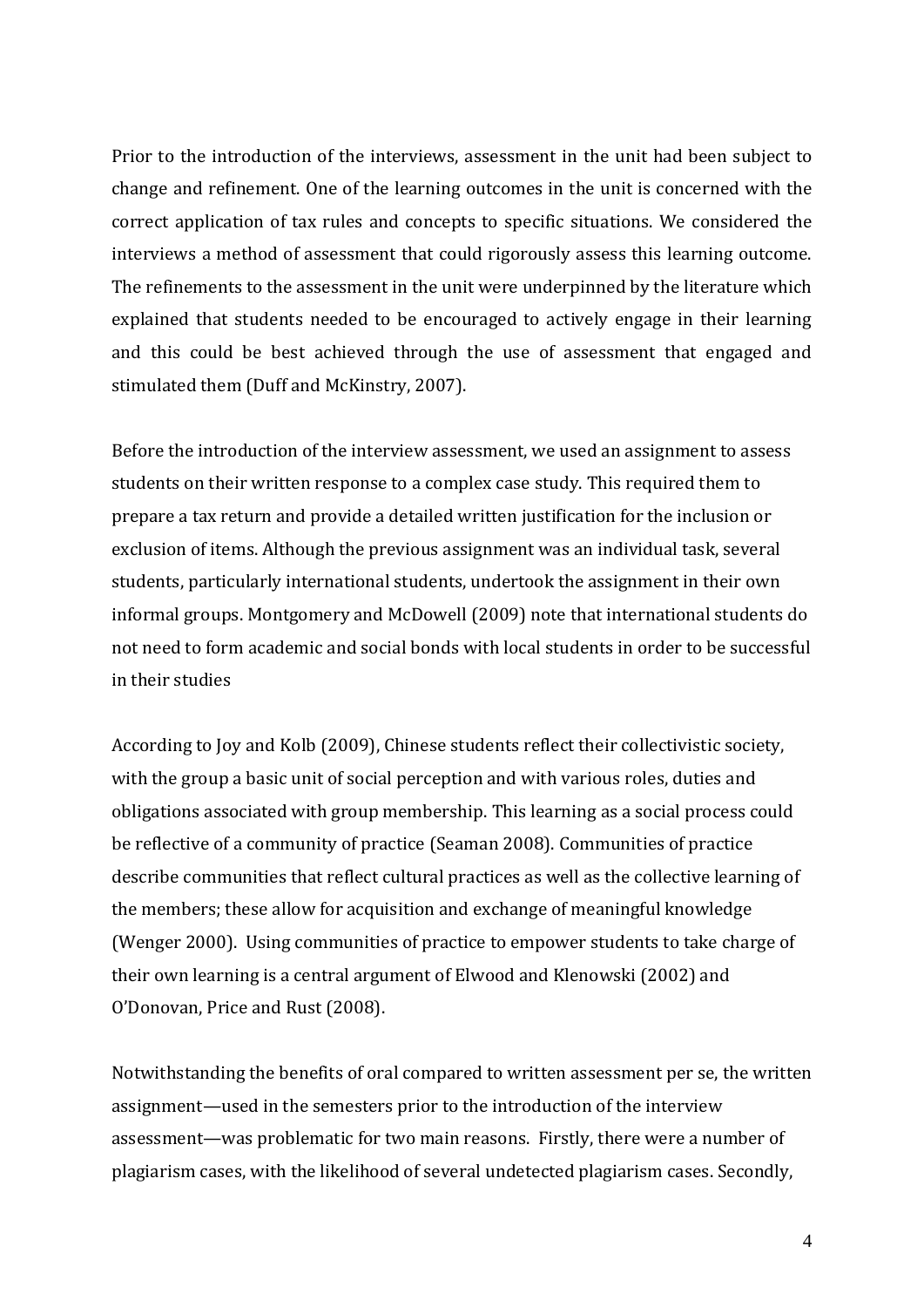Prior to the introduction of the interviews, assessment in the unit had been subject to change and refinement. One of the learning outcomes in the unit is concerned with the correct application of tax rules and concepts to specific situations. We considered the interviews a method of assessment that could rigorously assess this learning outcome. The refinements to the assessment in the unit were underpinned by the literature which explained that students needed to be encouraged to actively engage in their learning and this could be best achieved through the use of assessment that engaged and stimulated them (Duff and McKinstry, 2007).

Before the introduction of the interview assessment, we used an assignment to assess students on their written response to a complex case study. This required them to prepare a tax return and provide a detailed written justification for the inclusion or exclusion of items. Although the previous assignment was an individual task, several students, particularly international students, undertook the assignment in their own informal groups. Montgomery and McDowell (2009) note that international students do not need to form academic and social bonds with local students in order to be successful in their studies

According to Joy and Kolb (2009), Chinese students reflect their collectivistic society, with the group a basic unit of social perception and with various roles, duties and obligations associated with group membership. This learning as a social process could be reflective of a community of practice (Seaman 2008). Communities of practice describe communities that reflect cultural practices as well as the collective learning of the members; these allow for acquisition and exchange of meaningful knowledge (Wenger 2000). Using communities of practice to empower students to take charge of their own learning is a central argument of Elwood and Klenowski (2002) and O'Donovan, Price and Rust (2008).

Notwithstanding the benefits of oral compared to written assessment per se, the written assignment—used in the semesters prior to the introduction of the interview assessment—was problematic for two main reasons. Firstly, there were a number of plagiarism cases, with the likelihood of several undetected plagiarism cases. Secondly,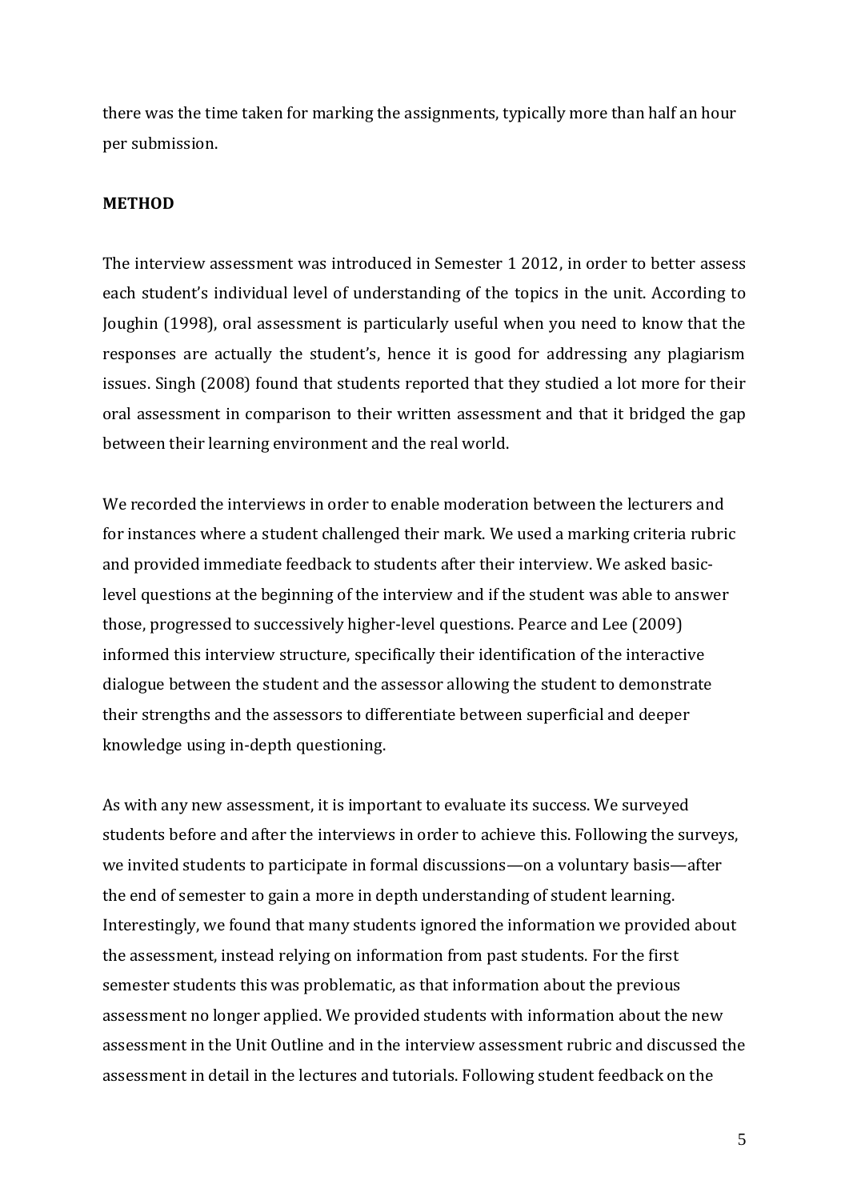there was the time taken for marking the assignments, typically more than half an hour per submission.

## METHOD

The interview assessment was introduced in Semester 1 2012, in order to better assess each student's individual level of understanding of the topics in the unit. According to Joughin (1998), oral assessment is particularly useful when you need to know that the responses are actually the student's, hence it is good for addressing any plagiarism issues. Singh (2008) found that students reported that they studied a lot more for their oral assessment in comparison to their written assessment and that it bridged the gap between their learning environment and the real world.

We recorded the interviews in order to enable moderation between the lecturers and for instances where a student challenged their mark. We used a marking criteria rubric and provided immediate feedback to students after their interview. We asked basic-level questions at the beginning of the interview and if the student was able to answer those, progressed to successively higher-level questions. Pearce and Lee (2009) informed this interview structure, specifically their identification of the interactive dialogue between the student and the assessor allowing the student to demonstrate their strengths and the assessors to differentiate between superficial and deeper knowledge using in-depth questioning.

As with any new assessment, it is important to evaluate its success. We surveyed students before and after the interviews in order to achieve this. Following the surveys, we invited students to participate in formal discussions—on a voluntary basis—after the end of semester to gain a more in depth understanding of student learning. Interestingly, we found that many students ignored the information we provided about the assessment, instead relying on information from past students. For the first semester students this was problematic, as that information about the previous assessment no longer applied. We provided students with information about the new assessment in the Unit Outline and in the interview assessment rubric and discussed the assessment in detail in the lectures and tutorials. Following student feedback on the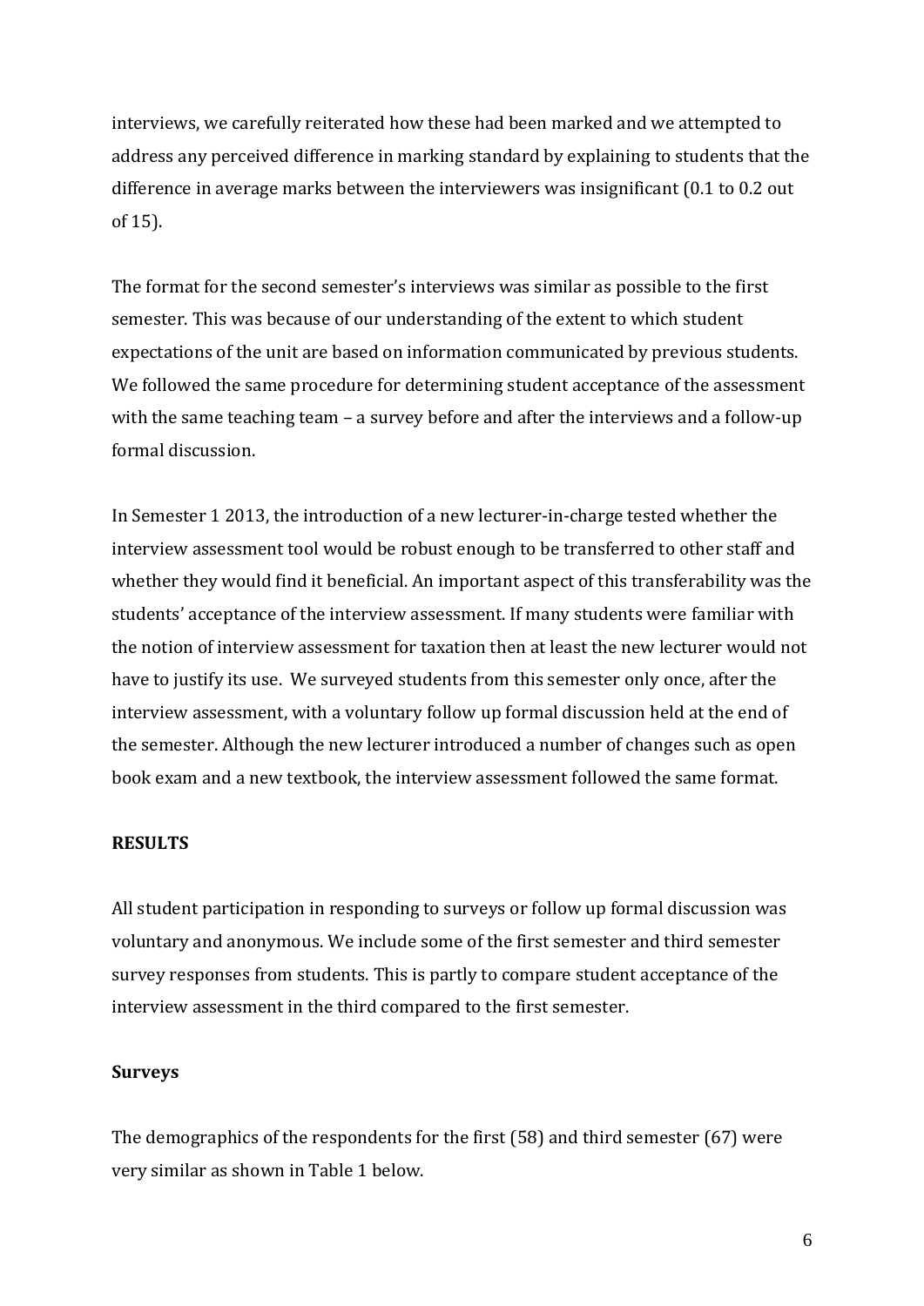interviews, we carefully reiterated how these had been marked and we attempted to address any perceived difference in marking standard by explaining to students that the difference in average marks between the interviewers was insignificant (0.1 to 0.2 out of 15).

The format for the second semester's interviews was similar as possible to the first semester. This was because of our understanding of the extent to which student expectations of the unit are based on information communicated by previous students. We followed the same procedure for determining student acceptance of the assessment with the same teaching team – a survey before and after the interviews and a follow-up formal discussion.

In Semester 1 2013, the introduction of a new lecturer-in-charge tested whether the interview assessment tool would be robust enough to be transferred to other staff and whether they would find it beneficial. An important aspect of this transferability was the students' acceptance of the interview assessment. If many students were familiar with the notion of interview assessment for taxation then at least the new lecturer would not have to justify its use. We surveyed students from this semester only once, after the interview assessment, with a voluntary follow up formal discussion held at the end of the semester. Although the new lecturer introduced a number of changes such as open book exam and a new textbook, the interview assessment followed the same format.

## RESULTS

All student participation in responding to surveys or follow up formal discussion was voluntary and anonymous. We include some of the first semester and third semester survey responses from students. This is partly to compare student acceptance of the interview assessment in the third compared to the first semester.

### Surveys

The demographics of the respondents for the first (58) and third semester (67) were very similar as shown in Table 1 below.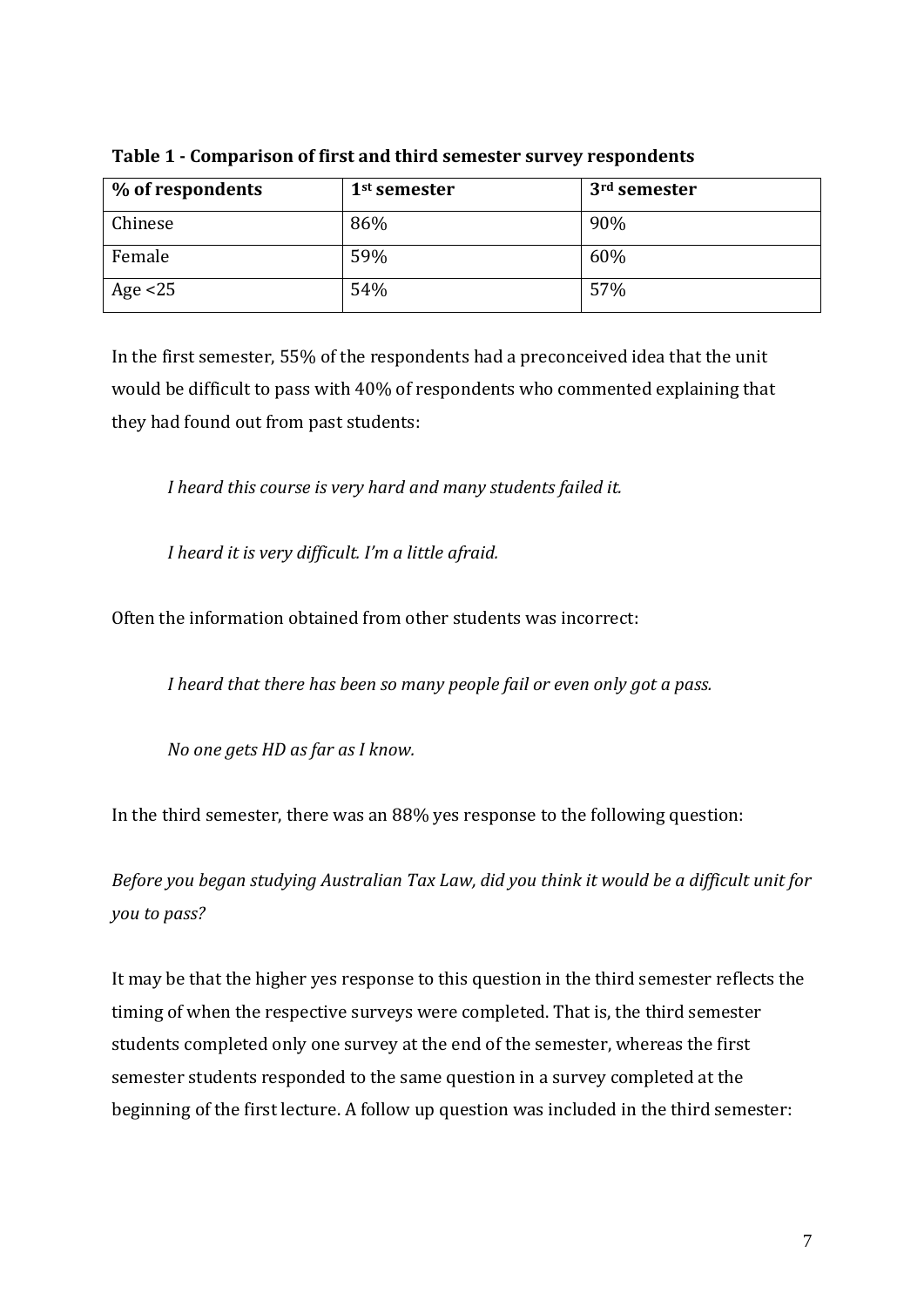**Table 1 - Comparison of first and third semester survey respondents**

| % of respondents | 1st semester | 3rd semester |
|---|---|---|
| Chinese | 86% | 90% |
| Female | 59% | 60% |
| Age <25 | 54% | 57% |

In the first semester, 55% of the respondents had a preconceived idea that the unit would be difficult to pass with 40% of respondents who commented explaining that they had found out from past students:

> *I heard this course is very hard and many students failed it.*
>
> *I heard it is very difficult. I'm a little afraid.*

Often the information obtained from other students was incorrect:

> *I heard that there has been so many people fail or even only got a pass.*
>
> *No one gets HD as far as I know.*

In the third semester, there was an 88% yes response to the following question:

*Before you began studying Australian Tax Law, did you think it would be a difficult unit for you to pass?*

It may be that the higher yes response to this question in the third semester reflects the timing of when the respective surveys were completed. That is, the third semester students completed only one survey at the end of the semester, whereas the first semester students responded to the same question in a survey completed at the beginning of the first lecture. A follow up question was included in the third semester: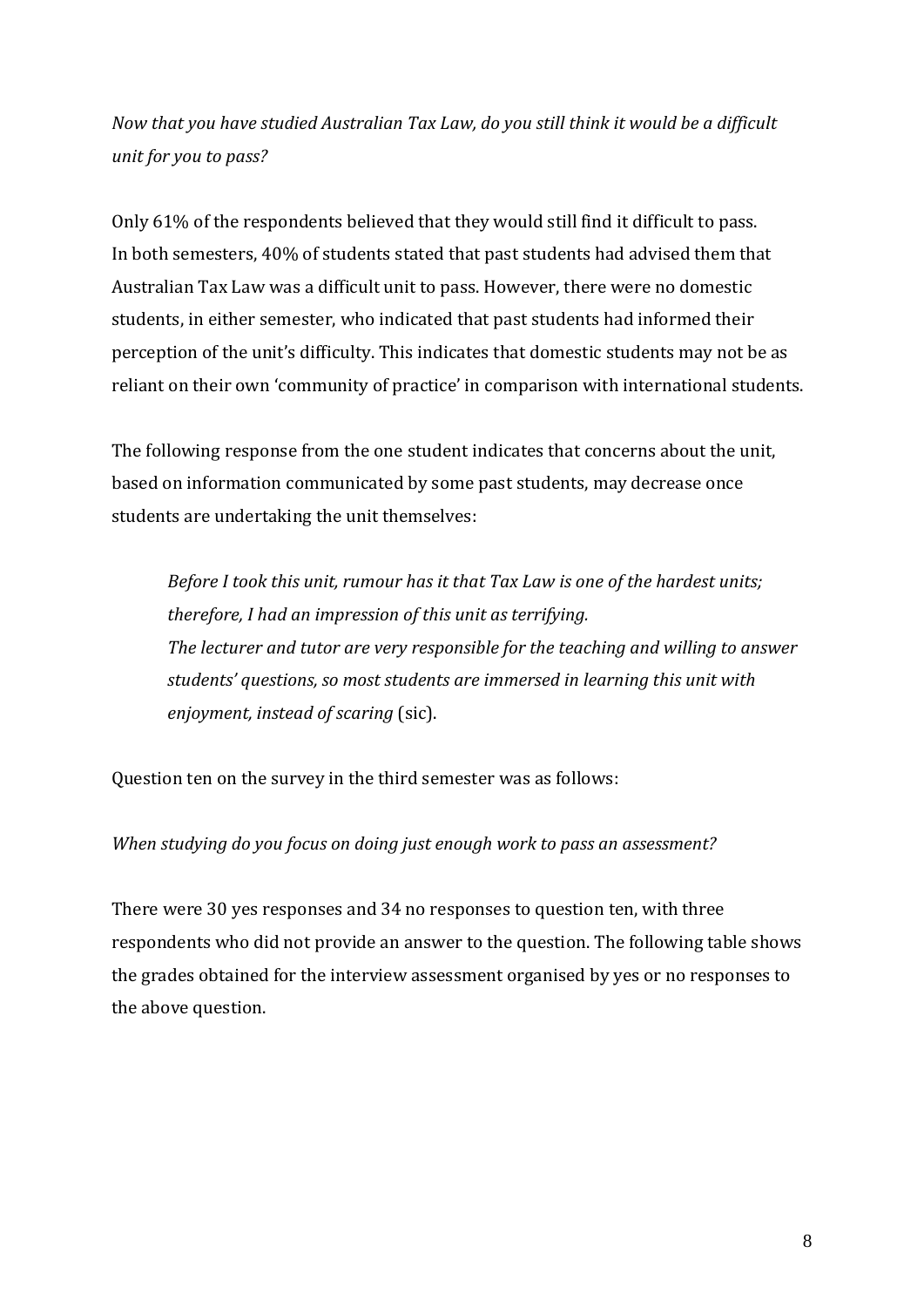*Now that you have studied Australian Tax Law, do you still think it would be a difficult unit for you to pass?*

Only 61% of the respondents believed that they would still find it difficult to pass. In both semesters, 40% of students stated that past students had advised them that Australian Tax Law was a difficult unit to pass. However, there were no domestic students, in either semester, who indicated that past students had informed their perception of the unit's difficulty. This indicates that domestic students may not be as reliant on their own 'community of practice' in comparison with international students.

The following response from the one student indicates that concerns about the unit, based on information communicated by some past students, may decrease once students are undertaking the unit themselves:

> *Before I took this unit, rumour has it that Tax Law is one of the hardest units; therefore, I had an impression of this unit as terrifying.*
> *The lecturer and tutor are very responsible for the teaching and willing to answer students' questions, so most students are immersed in learning this unit with enjoyment, instead of scaring* (sic).

Question ten on the survey in the third semester was as follows:

*When studying do you focus on doing just enough work to pass an assessment?*

There were 30 yes responses and 34 no responses to question ten, with three respondents who did not provide an answer to the question. The following table shows the grades obtained for the interview assessment organised by yes or no responses to the above question.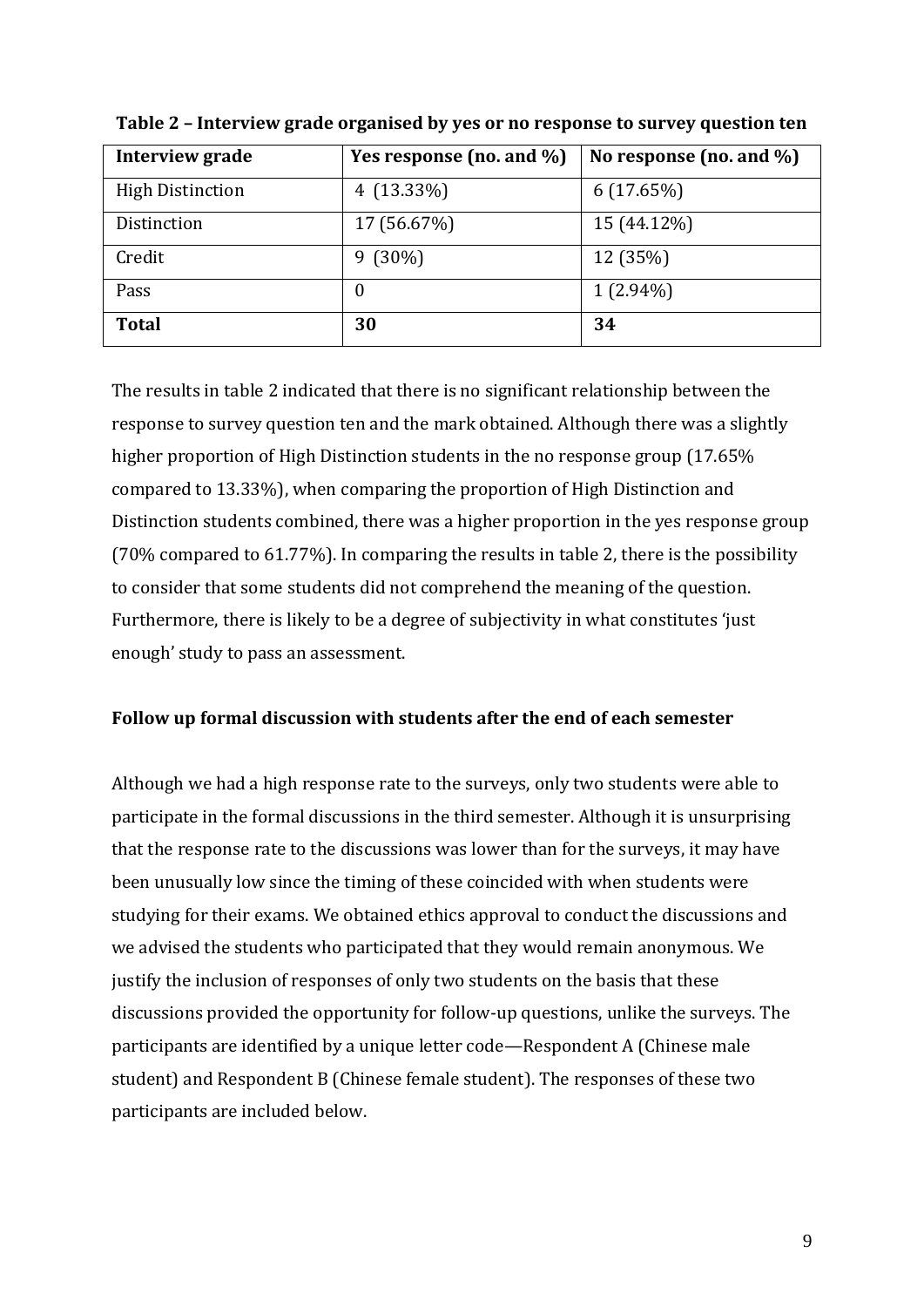**Table 2 – Interview grade organised by yes or no response to survey question ten**

| Interview grade | Yes response (no. and %) | No response (no. and %) |
|---|---|---|
| High Distinction | 4 (13.33%) | 6 (17.65%) |
| Distinction | 17 (56.67%) | 15 (44.12%) |
| Credit | 9 (30%) | 12 (35%) |
| Pass | 0 | 1 (2.94%) |
| **Total** | **30** | **34** |

The results in table 2 indicated that there is no significant relationship between the response to survey question ten and the mark obtained. Although there was a slightly higher proportion of High Distinction students in the no response group (17.65% compared to 13.33%), when comparing the proportion of High Distinction and Distinction students combined, there was a higher proportion in the yes response group (70% compared to 61.77%). In comparing the results in table 2, there is the possibility to consider that some students did not comprehend the meaning of the question. Furthermore, there is likely to be a degree of subjectivity in what constitutes 'just enough' study to pass an assessment.

**Follow up formal discussion with students after the end of each semester**

Although we had a high response rate to the surveys, only two students were able to participate in the formal discussions in the third semester. Although it is unsurprising that the response rate to the discussions was lower than for the surveys, it may have been unusually low since the timing of these coincided with when students were studying for their exams. We obtained ethics approval to conduct the discussions and we advised the students who participated that they would remain anonymous. We justify the inclusion of responses of only two students on the basis that these discussions provided the opportunity for follow-up questions, unlike the surveys. The participants are identified by a unique letter code—Respondent A (Chinese male student) and Respondent B (Chinese female student). The responses of these two participants are included below.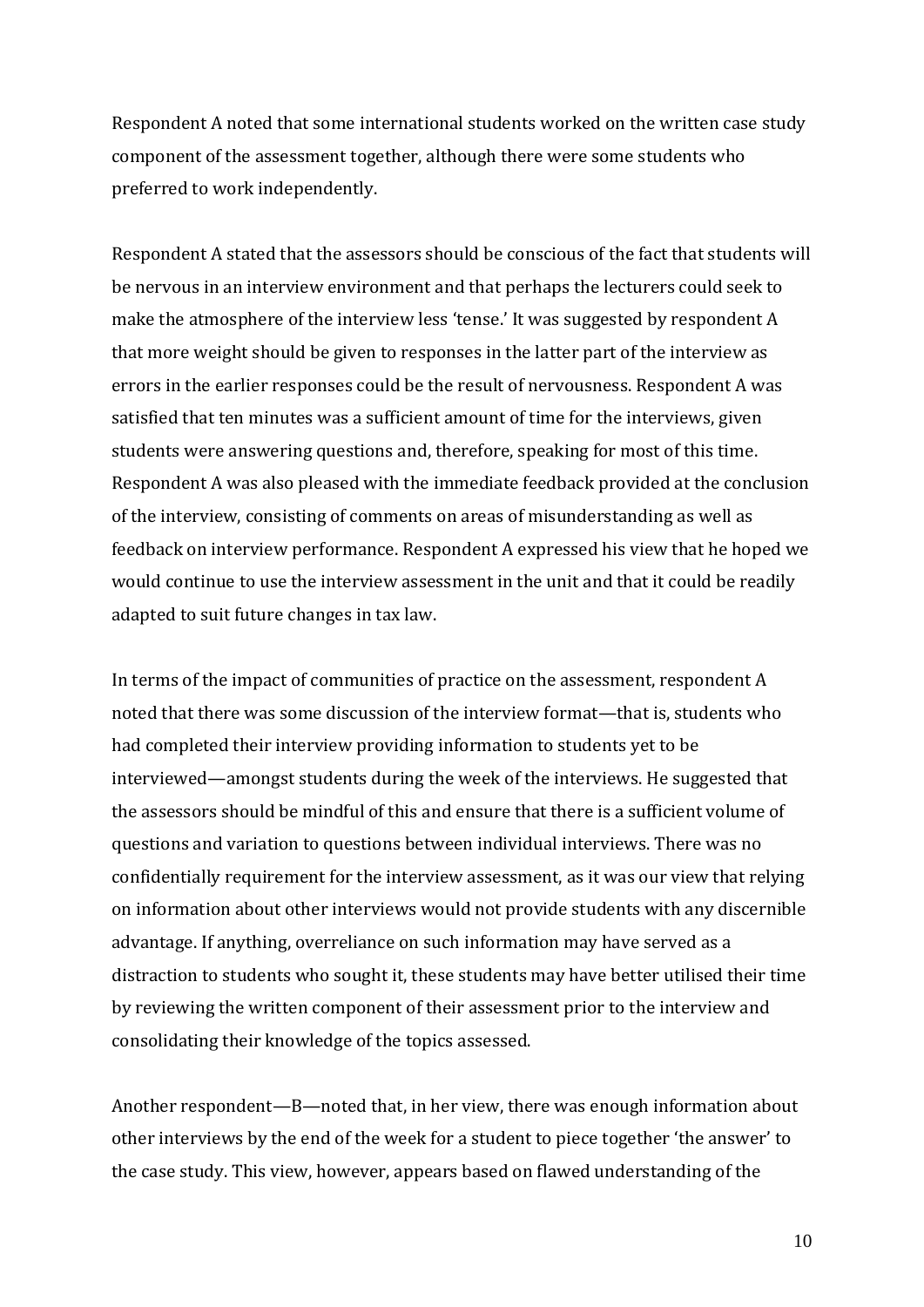Respondent A noted that some international students worked on the written case study component of the assessment together, although there were some students who preferred to work independently.

Respondent A stated that the assessors should be conscious of the fact that students will be nervous in an interview environment and that perhaps the lecturers could seek to make the atmosphere of the interview less 'tense.' It was suggested by respondent A that more weight should be given to responses in the latter part of the interview as errors in the earlier responses could be the result of nervousness. Respondent A was satisfied that ten minutes was a sufficient amount of time for the interviews, given students were answering questions and, therefore, speaking for most of this time. Respondent A was also pleased with the immediate feedback provided at the conclusion of the interview, consisting of comments on areas of misunderstanding as well as feedback on interview performance. Respondent A expressed his view that he hoped we would continue to use the interview assessment in the unit and that it could be readily adapted to suit future changes in tax law.

In terms of the impact of communities of practice on the assessment, respondent A noted that there was some discussion of the interview format—that is, students who had completed their interview providing information to students yet to be interviewed—amongst students during the week of the interviews. He suggested that the assessors should be mindful of this and ensure that there is a sufficient volume of questions and variation to questions between individual interviews. There was no confidentially requirement for the interview assessment, as it was our view that relying on information about other interviews would not provide students with any discernible advantage. If anything, overreliance on such information may have served as a distraction to students who sought it, these students may have better utilised their time by reviewing the written component of their assessment prior to the interview and consolidating their knowledge of the topics assessed.

Another respondent—B—noted that, in her view, there was enough information about other interviews by the end of the week for a student to piece together 'the answer' to the case study. This view, however, appears based on flawed understanding of the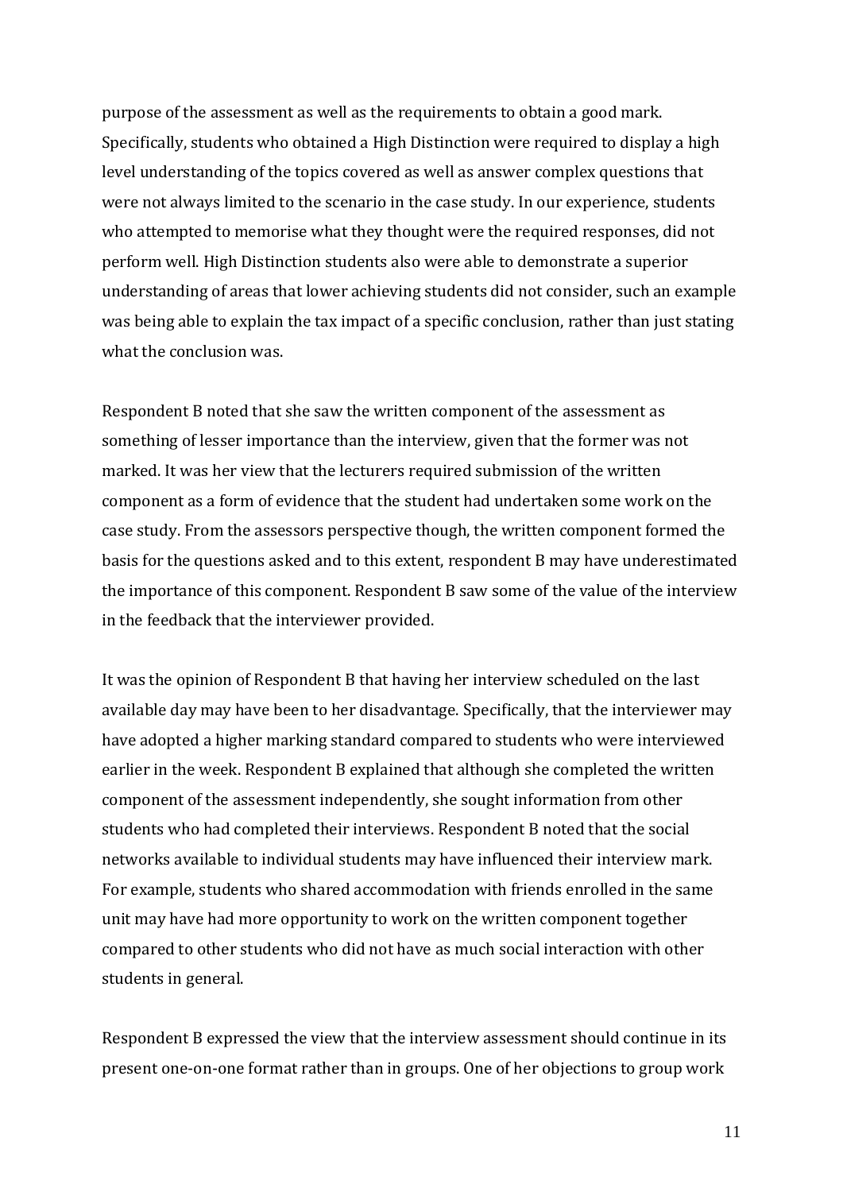purpose of the assessment as well as the requirements to obtain a good mark. Specifically, students who obtained a High Distinction were required to display a high level understanding of the topics covered as well as answer complex questions that were not always limited to the scenario in the case study. In our experience, students who attempted to memorise what they thought were the required responses, did not perform well. High Distinction students also were able to demonstrate a superior understanding of areas that lower achieving students did not consider, such an example was being able to explain the tax impact of a specific conclusion, rather than just stating what the conclusion was.

Respondent B noted that she saw the written component of the assessment as something of lesser importance than the interview, given that the former was not marked. It was her view that the lecturers required submission of the written component as a form of evidence that the student had undertaken some work on the case study. From the assessors perspective though, the written component formed the basis for the questions asked and to this extent, respondent B may have underestimated the importance of this component. Respondent B saw some of the value of the interview in the feedback that the interviewer provided.

It was the opinion of Respondent B that having her interview scheduled on the last available day may have been to her disadvantage. Specifically, that the interviewer may have adopted a higher marking standard compared to students who were interviewed earlier in the week. Respondent B explained that although she completed the written component of the assessment independently, she sought information from other students who had completed their interviews. Respondent B noted that the social networks available to individual students may have influenced their interview mark. For example, students who shared accommodation with friends enrolled in the same unit may have had more opportunity to work on the written component together compared to other students who did not have as much social interaction with other students in general.

Respondent B expressed the view that the interview assessment should continue in its present one-on-one format rather than in groups. One of her objections to group work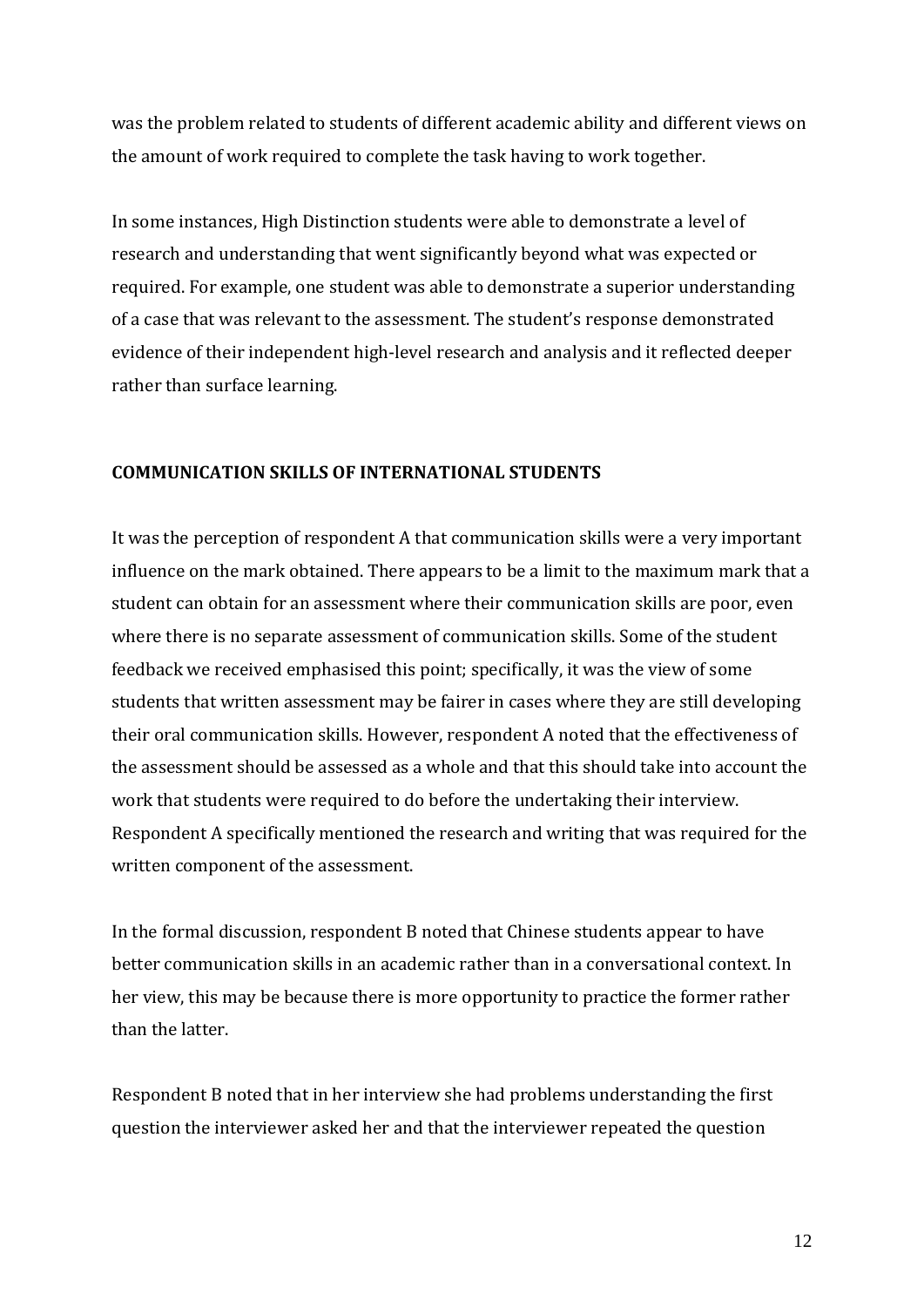was the problem related to students of different academic ability and different views on the amount of work required to complete the task having to work together.

In some instances, High Distinction students were able to demonstrate a level of research and understanding that went significantly beyond what was expected or required. For example, one student was able to demonstrate a superior understanding of a case that was relevant to the assessment. The student's response demonstrated evidence of their independent high-level research and analysis and it reflected deeper rather than surface learning.

## COMMUNICATION SKILLS OF INTERNATIONAL STUDENTS

It was the perception of respondent A that communication skills were a very important influence on the mark obtained. There appears to be a limit to the maximum mark that a student can obtain for an assessment where their communication skills are poor, even where there is no separate assessment of communication skills. Some of the student feedback we received emphasised this point; specifically, it was the view of some students that written assessment may be fairer in cases where they are still developing their oral communication skills. However, respondent A noted that the effectiveness of the assessment should be assessed as a whole and that this should take into account the work that students were required to do before the undertaking their interview. Respondent A specifically mentioned the research and writing that was required for the written component of the assessment.

In the formal discussion, respondent B noted that Chinese students appear to have better communication skills in an academic rather than in a conversational context. In her view, this may be because there is more opportunity to practice the former rather than the latter.

Respondent B noted that in her interview she had problems understanding the first question the interviewer asked her and that the interviewer repeated the question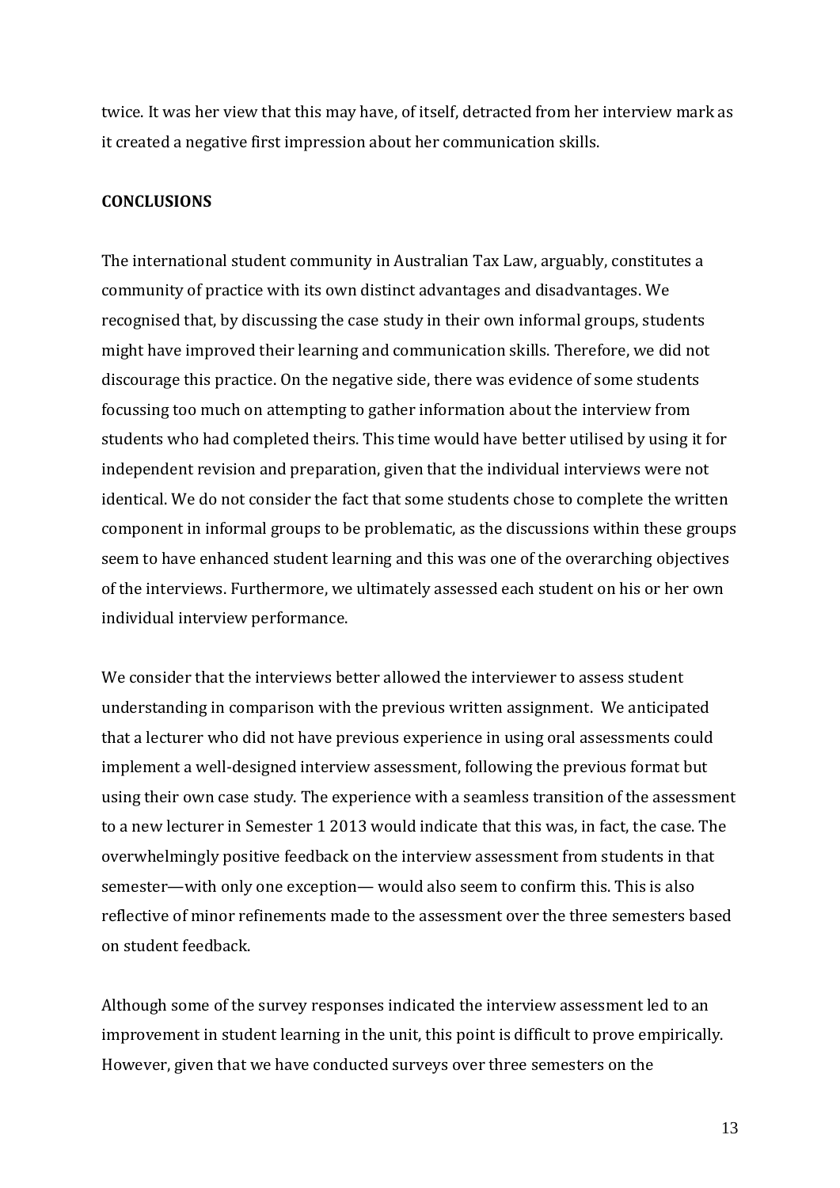twice. It was her view that this may have, of itself, detracted from her interview mark as it created a negative first impression about her communication skills.

## CONCLUSIONS

The international student community in Australian Tax Law, arguably, constitutes a community of practice with its own distinct advantages and disadvantages. We recognised that, by discussing the case study in their own informal groups, students might have improved their learning and communication skills. Therefore, we did not discourage this practice. On the negative side, there was evidence of some students focussing too much on attempting to gather information about the interview from students who had completed theirs. This time would have better utilised by using it for independent revision and preparation, given that the individual interviews were not identical. We do not consider the fact that some students chose to complete the written component in informal groups to be problematic, as the discussions within these groups seem to have enhanced student learning and this was one of the overarching objectives of the interviews. Furthermore, we ultimately assessed each student on his or her own individual interview performance.

We consider that the interviews better allowed the interviewer to assess student understanding in comparison with the previous written assignment. We anticipated that a lecturer who did not have previous experience in using oral assessments could implement a well-designed interview assessment, following the previous format but using their own case study. The experience with a seamless transition of the assessment to a new lecturer in Semester 1 2013 would indicate that this was, in fact, the case. The overwhelmingly positive feedback on the interview assessment from students in that semester—with only one exception— would also seem to confirm this. This is also reflective of minor refinements made to the assessment over the three semesters based on student feedback.

Although some of the survey responses indicated the interview assessment led to an improvement in student learning in the unit, this point is difficult to prove empirically. However, given that we have conducted surveys over three semesters on the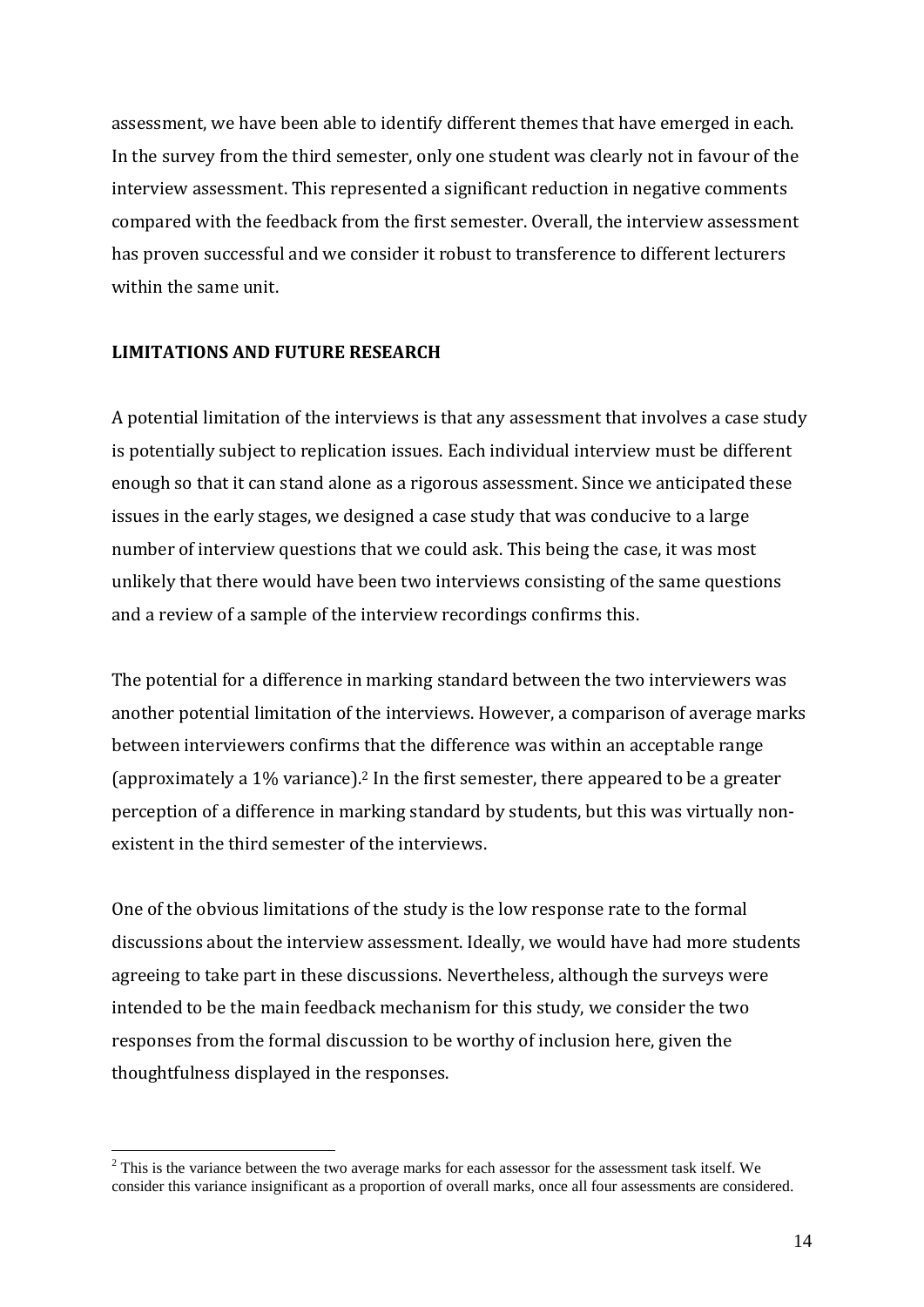assessment, we have been able to identify different themes that have emerged in each. In the survey from the third semester, only one student was clearly not in favour of the interview assessment. This represented a significant reduction in negative comments compared with the feedback from the first semester. Overall, the interview assessment has proven successful and we consider it robust to transference to different lecturers within the same unit.

## LIMITATIONS AND FUTURE RESEARCH

A potential limitation of the interviews is that any assessment that involves a case study is potentially subject to replication issues. Each individual interview must be different enough so that it can stand alone as a rigorous assessment. Since we anticipated these issues in the early stages, we designed a case study that was conducive to a large number of interview questions that we could ask. This being the case, it was most unlikely that there would have been two interviews consisting of the same questions and a review of a sample of the interview recordings confirms this.

The potential for a difference in marking standard between the two interviewers was another potential limitation of the interviews. However, a comparison of average marks between interviewers confirms that the difference was within an acceptable range (approximately a 1% variance).[2] In the first semester, there appeared to be a greater perception of a difference in marking standard by students, but this was virtually non-existent in the third semester of the interviews.

One of the obvious limitations of the study is the low response rate to the formal discussions about the interview assessment. Ideally, we would have had more students agreeing to take part in these discussions. Nevertheless, although the surveys were intended to be the main feedback mechanism for this study, we consider the two responses from the formal discussion to be worthy of inclusion here, given the thoughtfulness displayed in the responses.

---

[2] This is the variance between the two average marks for each assessor for the assessment task itself. We consider this variance insignificant as a proportion of overall marks, once all four assessments are considered.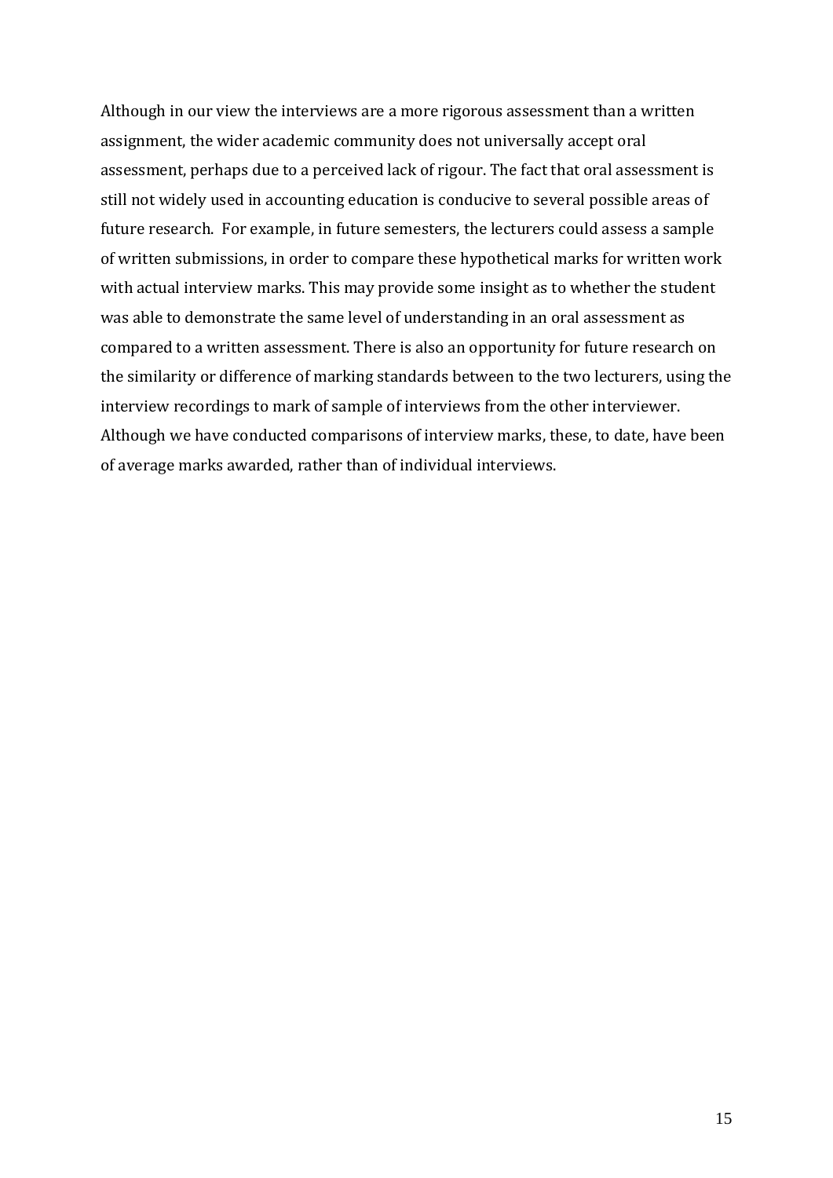Although in our view the interviews are a more rigorous assessment than a written assignment, the wider academic community does not universally accept oral assessment, perhaps due to a perceived lack of rigour. The fact that oral assessment is still not widely used in accounting education is conducive to several possible areas of future research. For example, in future semesters, the lecturers could assess a sample of written submissions, in order to compare these hypothetical marks for written work with actual interview marks. This may provide some insight as to whether the student was able to demonstrate the same level of understanding in an oral assessment as compared to a written assessment. There is also an opportunity for future research on the similarity or difference of marking standards between to the two lecturers, using the interview recordings to mark of sample of interviews from the other interviewer. Although we have conducted comparisons of interview marks, these, to date, have been of average marks awarded, rather than of individual interviews.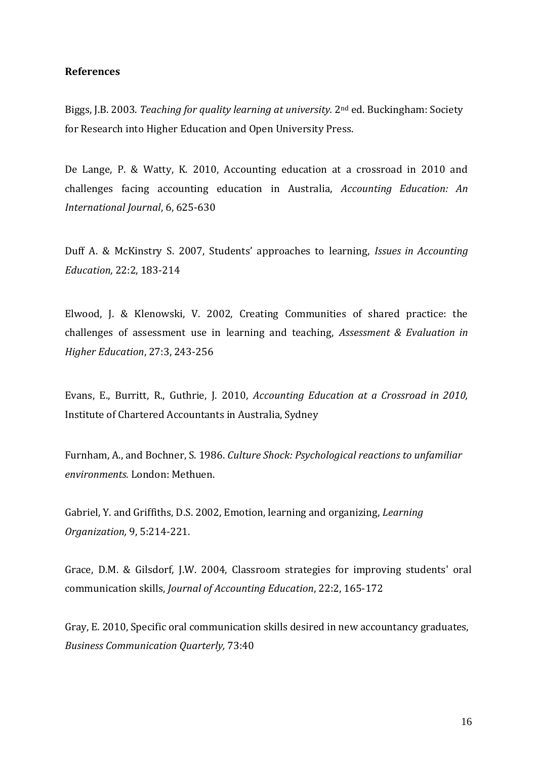**References**

Biggs, J.B. 2003. *Teaching for quality learning at university.* 2nd ed. Buckingham: Society for Research into Higher Education and Open University Press.

De Lange, P. & Watty, K. 2010, Accounting education at a crossroad in 2010 and challenges facing accounting education in Australia, *Accounting Education: An International Journal*, 6, 625-630

Duff A. & McKinstry S. 2007, Students' approaches to learning, *Issues in Accounting Education,* 22:2, 183-214

Elwood, J. & Klenowski, V. 2002, Creating Communities of shared practice: the challenges of assessment use in learning and teaching, *Assessment & Evaluation in Higher Education*, 27:3, 243-256

Evans, E., Burritt, R., Guthrie, J. 2010, *Accounting Education at a Crossroad in 2010,* Institute of Chartered Accountants in Australia, Sydney

Furnham, A., and Bochner, S. 1986. *Culture Shock: Psychological reactions to unfamiliar environments.* London: Methuen.

Gabriel, Y. and Griffiths, D.S. 2002, Emotion, learning and organizing, *Learning Organization,* 9, 5:214-221.

Grace, D.M. & Gilsdorf, J.W. 2004, Classroom strategies for improving students' oral communication skills, *Journal of Accounting Education*, 22:2, 165-172

Gray, E. 2010, Specific oral communication skills desired in new accountancy graduates, *Business Communication Quarterly,* 73:40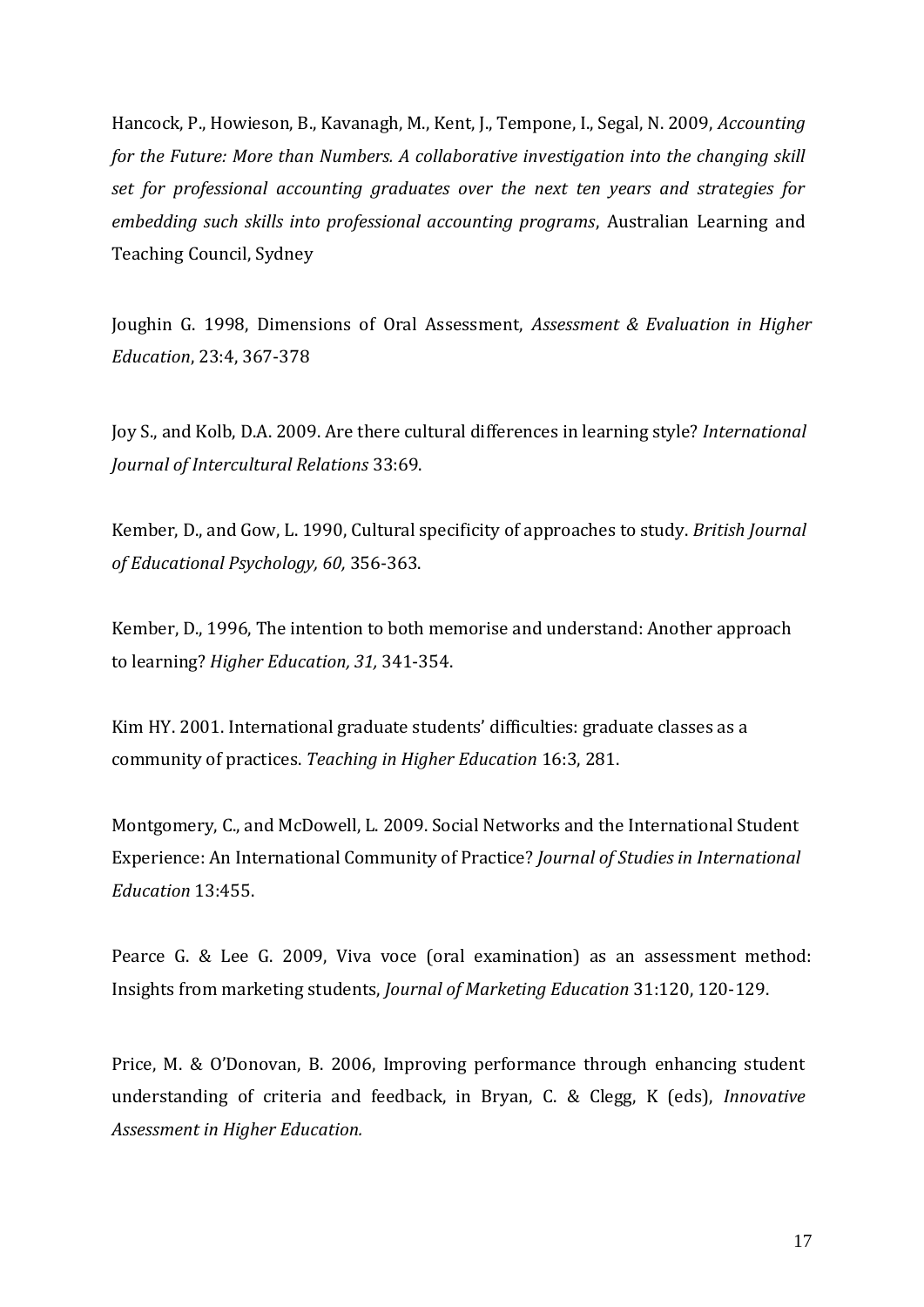Hancock, P., Howieson, B., Kavanagh, M., Kent, J., Tempone, I., Segal, N. 2009, *Accounting for the Future: More than Numbers. A collaborative investigation into the changing skill set for professional accounting graduates over the next ten years and strategies for embedding such skills into professional accounting programs*, Australian Learning and Teaching Council, Sydney

Joughin G. 1998, Dimensions of Oral Assessment, *Assessment & Evaluation in Higher Education*, 23:4, 367-378

Joy S., and Kolb, D.A. 2009. Are there cultural differences in learning style? *International Journal of Intercultural Relations* 33:69.

Kember, D., and Gow, L. 1990, Cultural specificity of approaches to study. *British Journal of Educational Psychology, 60,* 356-363.

Kember, D., 1996, The intention to both memorise and understand: Another approach to learning? *Higher Education, 31,* 341-354.

Kim HY. 2001. International graduate students' difficulties: graduate classes as a community of practices. *Teaching in Higher Education* 16:3, 281.

Montgomery, C., and McDowell, L. 2009. Social Networks and the International Student Experience: An International Community of Practice? *Journal of Studies in International Education* 13:455.

Pearce G. & Lee G. 2009, Viva voce (oral examination) as an assessment method: Insights from marketing students, *Journal of Marketing Education* 31:120, 120-129.

Price, M. & O'Donovan, B. 2006, Improving performance through enhancing student understanding of criteria and feedback, in Bryan, C. & Clegg, K (eds), *Innovative Assessment in Higher Education.*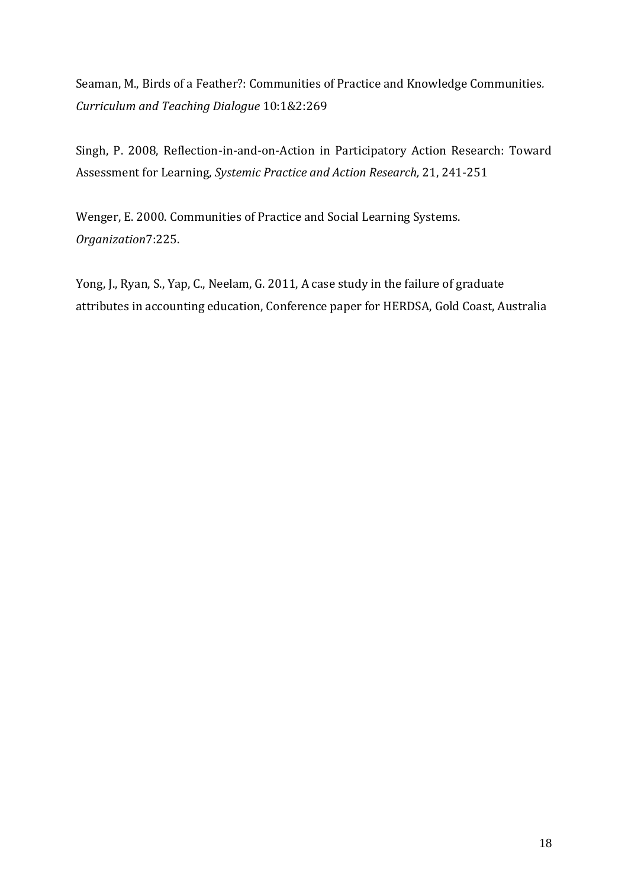Seaman, M., Birds of a Feather?: Communities of Practice and Knowledge Communities. *Curriculum and Teaching Dialogue* 10:1&2:269

Singh, P. 2008, Reflection-in-and-on-Action in Participatory Action Research: Toward Assessment for Learning, *Systemic Practice and Action Research,* 21, 241-251

Wenger, E. 2000. Communities of Practice and Social Learning Systems. *Organization*7:225.

Yong, J., Ryan, S., Yap, C., Neelam, G. 2011, A case study in the failure of graduate attributes in accounting education, Conference paper for HERDSA, Gold Coast, Australia